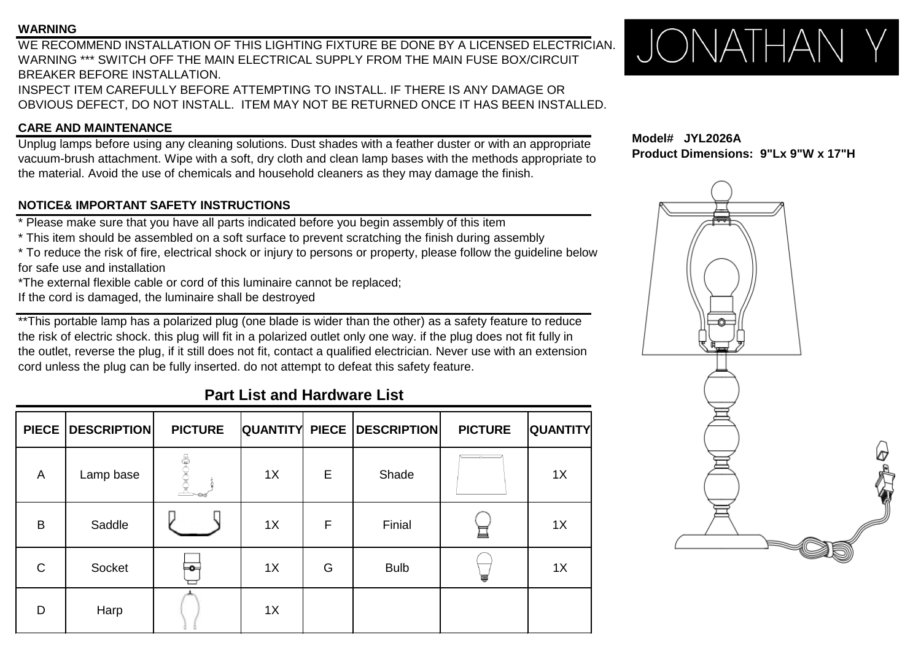JONATHAN Y

**WARNING**

WE RECOMMEND INSTALLATION OF THIS LIGHTING FIXTURE BE DONE BY A LICENSED ELECTRICIAN.
WARNING *** SWITCH OFF THE MAIN ELECTRICAL SUPPLY FROM THE MAIN FUSE BOX/CIRCUIT BREAKER BEFORE INSTALLATION.
INSPECT ITEM CAREFULLY BEFORE ATTEMPTING TO INSTALL. IF THERE IS ANY DAMAGE OR OBVIOUS DEFECT, DO NOT INSTALL. ITEM MAY NOT BE RETURNED ONCE IT HAS BEEN INSTALLED.

**CARE AND MAINTENANCE**

Unplug lamps before using any cleaning solutions. Dust shades with a feather duster or with an appropriate vacuum-brush attachment. Wipe with a soft, dry cloth and clean lamp bases with the methods appropriate to the material. Avoid the use of chemicals and household cleaners as they may damage the finish.

**NOTICE& IMPORTANT SAFETY INSTRUCTIONS**

* Please make sure that you have all parts indicated before you begin assembly of this item
* This item should be assembled on a soft surface to prevent scratching the finish during assembly
* To reduce the risk of fire, electrical shock or injury to persons or property, please follow the guideline below for safe use and installation
*The external flexible cable or cord of this luminaire cannot be replaced;
If the cord is damaged, the luminaire shall be destroyed

**This portable lamp has a polarized plug (one blade is wider than the other) as a safety feature to reduce the risk of electric shock. this plug will fit in a polarized outlet only one way. if the plug does not fit fully in the outlet, reverse the plug, if it still does not fit, contact a qualified electrician. Never use with an extension cord unless the plug can be fully inserted. do not attempt to defeat this safety feature.

**Model# JYL2026A**
**Product Dimensions: 9"Lx 9"W x 17"H**

## Part List and Hardware List

| PIECE | DESCRIPTION | PICTURE | QUANTITY | PIECE | DESCRIPTION | PICTURE | QUANTITY |
|---|---|---|---|---|---|---|---|
| A | Lamp base | | 1X | E | Shade | | 1X |
| B | Saddle | | 1X | F | Finial | | 1X |
| C | Socket | | 1X | G | Bulb | | 1X |
| D | Harp | | 1X | | | | |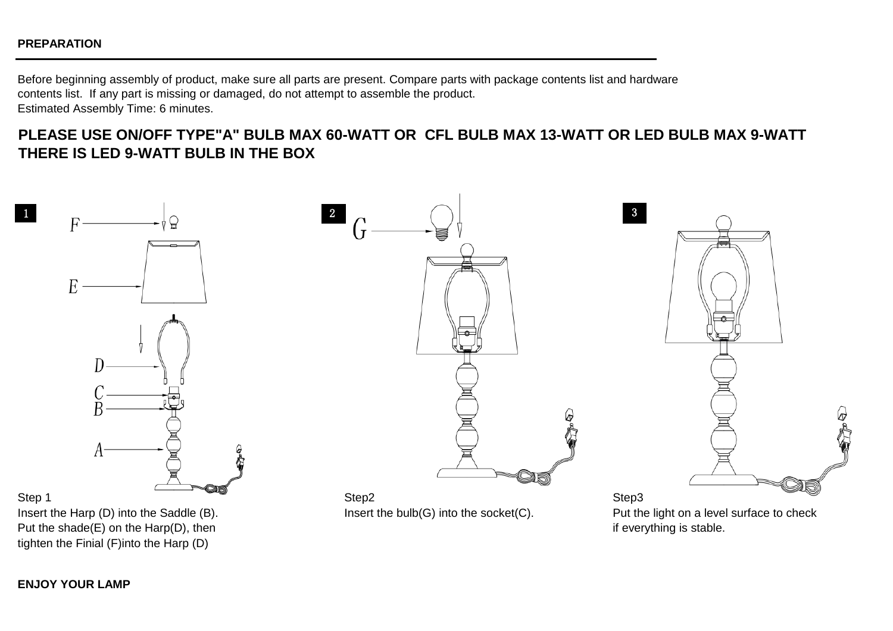**PREPARATION**

Before beginning assembly of product, make sure all parts are present. Compare parts with package contents list and hardware contents list. If any part is missing or damaged, do not attempt to assemble the product.
Estimated Assembly Time: 6 minutes.

**PLEASE USE ON/OFF TYPE"A" BULB MAX 60-WATT OR CFL BULB MAX 13-WATT OR LED BULB MAX 9-WATT**
**THERE IS LED 9-WATT BULB IN THE BOX**

Step 1
Insert the Harp (D) into the Saddle (B).
Put the shade(E) on the Harp(D), then
tighten the Finial (F)into the Harp (D)

Step2
Insert the bulb(G) into the socket(C).

Step3
Put the light on a level surface to check
if everything is stable.

**ENJOY YOUR LAMP**